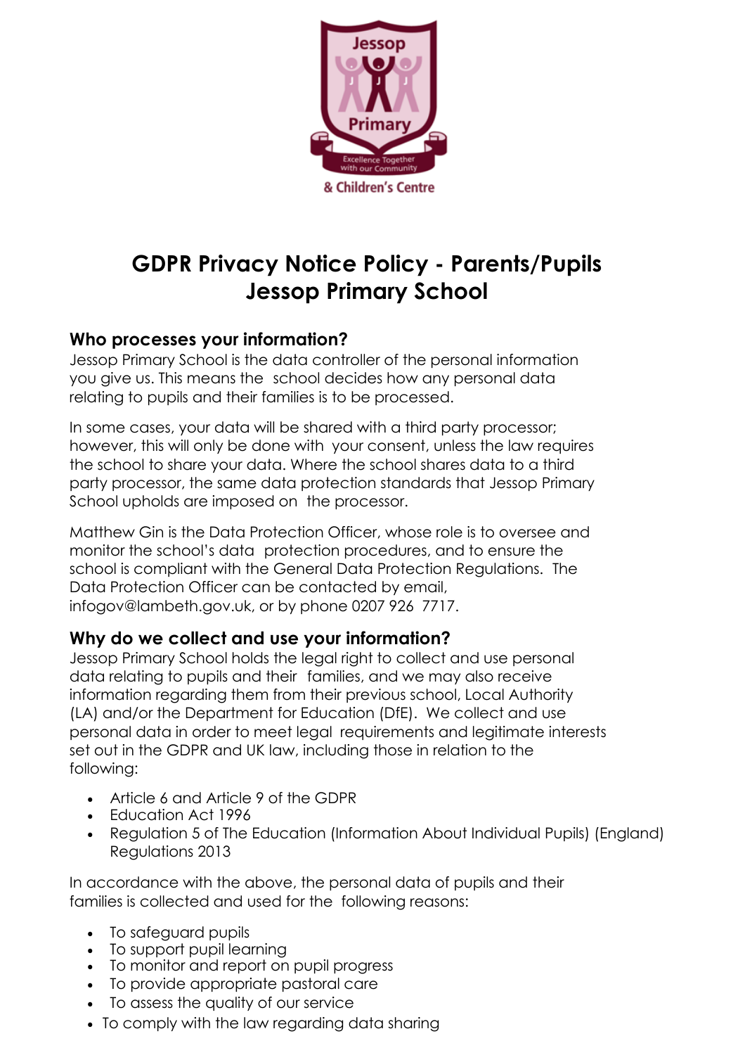# GDPR Privacy Notice Policy - Parents/Pupils
# Jessop Primary School

## Who processes your information?

Jessop Primary School is the data controller of the personal information you give us. This means the school decides how any personal data relating to pupils and their families is to be processed.

In some cases, your data will be shared with a third party processor; however, this will only be done with your consent, unless the law requires the school to share your data. Where the school shares data to a third party processor, the same data protection standards that Jessop Primary School upholds are imposed on the processor.

Matthew Gin is the Data Protection Officer, whose role is to oversee and monitor the school's data protection procedures, and to ensure the school is compliant with the General Data Protection Regulations. The Data Protection Officer can be contacted by email, infogov@lambeth.gov.uk, or by phone 0207 926 7717.

## Why do we collect and use your information?

Jessop Primary School holds the legal right to collect and use personal data relating to pupils and their families, and we may also receive information regarding them from their previous school, Local Authority (LA) and/or the Department for Education (DfE). We collect and use personal data in order to meet legal requirements and legitimate interests set out in the GDPR and UK law, including those in relation to the following:

- Article 6 and Article 9 of the GDPR
- Education Act 1996
- Regulation 5 of The Education (Information About Individual Pupils) (England) Regulations 2013

In accordance with the above, the personal data of pupils and their families is collected and used for the following reasons:

- To safeguard pupils
- To support pupil learning
- To monitor and report on pupil progress
- To provide appropriate pastoral care
- To assess the quality of our service
- To comply with the law regarding data sharing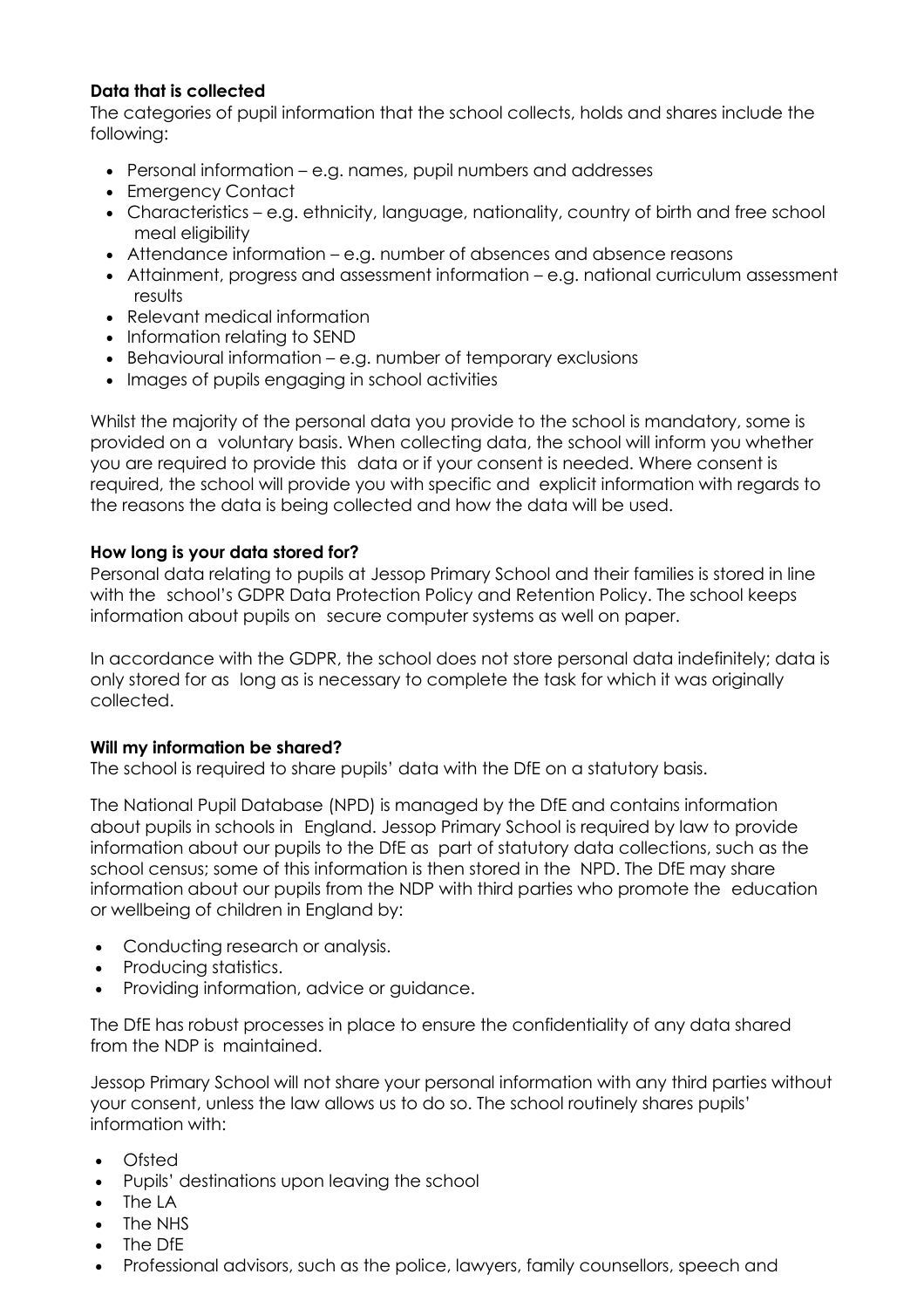**Data that is collected**

The categories of pupil information that the school collects, holds and shares include the following:

- Personal information – e.g. names, pupil numbers and addresses
- Emergency Contact
- Characteristics – e.g. ethnicity, language, nationality, country of birth and free school meal eligibility
- Attendance information – e.g. number of absences and absence reasons
- Attainment, progress and assessment information – e.g. national curriculum assessment results
- Relevant medical information
- Information relating to SEND
- Behavioural information – e.g. number of temporary exclusions
- Images of pupils engaging in school activities

Whilst the majority of the personal data you provide to the school is mandatory, some is provided on a voluntary basis. When collecting data, the school will inform you whether you are required to provide this data or if your consent is needed. Where consent is required, the school will provide you with specific and explicit information with regards to the reasons the data is being collected and how the data will be used.

**How long is your data stored for?**

Personal data relating to pupils at Jessop Primary School and their families is stored in line with the school's GDPR Data Protection Policy and Retention Policy. The school keeps information about pupils on secure computer systems as well on paper.

In accordance with the GDPR, the school does not store personal data indefinitely; data is only stored for as long as is necessary to complete the task for which it was originally collected.

**Will my information be shared?**

The school is required to share pupils' data with the DfE on a statutory basis.

The National Pupil Database (NPD) is managed by the DfE and contains information about pupils in schools in England. Jessop Primary School is required by law to provide information about our pupils to the DfE as part of statutory data collections, such as the school census; some of this information is then stored in the NPD. The DfE may share information about our pupils from the NDP with third parties who promote the education or wellbeing of children in England by:

- Conducting research or analysis.
- Producing statistics.
- Providing information, advice or guidance.

The DfE has robust processes in place to ensure the confidentiality of any data shared from the NDP is maintained.

Jessop Primary School will not share your personal information with any third parties without your consent, unless the law allows us to do so. The school routinely shares pupils' information with:

- Ofsted
- Pupils' destinations upon leaving the school
- The LA
- The NHS
- The DfE
- Professional advisors, such as the police, lawyers, family counsellors, speech and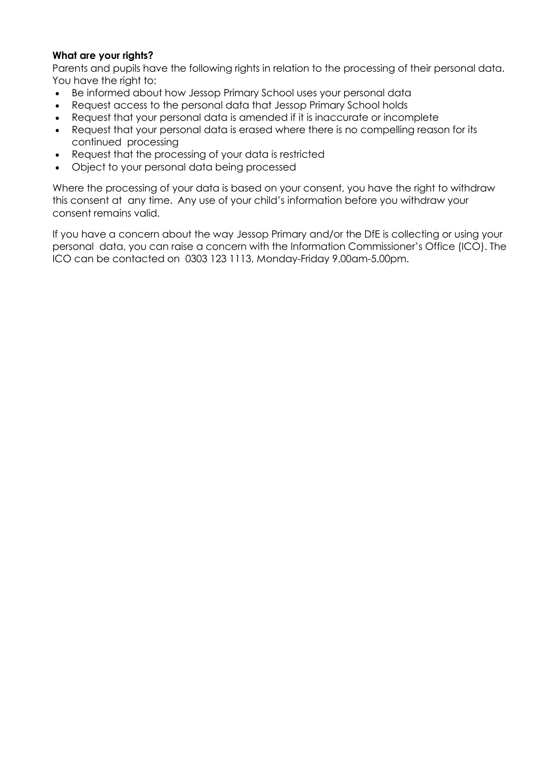**What are your rights?**

Parents and pupils have the following rights in relation to the processing of their personal data. You have the right to:

- Be informed about how Jessop Primary School uses your personal data
- Request access to the personal data that Jessop Primary School holds
- Request that your personal data is amended if it is inaccurate or incomplete
- Request that your personal data is erased where there is no compelling reason for its continued processing
- Request that the processing of your data is restricted
- Object to your personal data being processed

Where the processing of your data is based on your consent, you have the right to withdraw this consent at any time. Any use of your child's information before you withdraw your consent remains valid.

If you have a concern about the way Jessop Primary and/or the DfE is collecting or using your personal data, you can raise a concern with the Information Commissioner's Office (ICO). The ICO can be contacted on 0303 123 1113, Monday-Friday 9.00am-5.00pm.